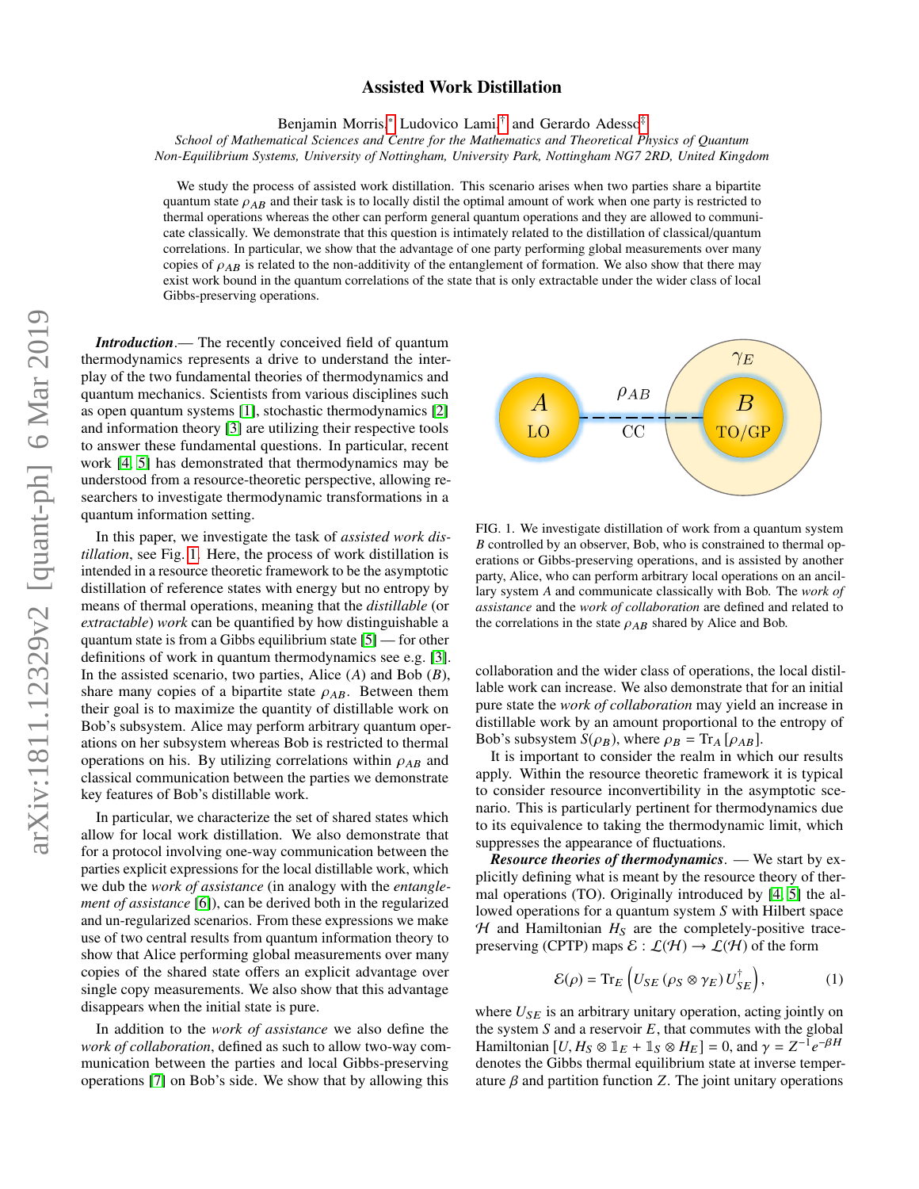# Assisted Work Distillation

Benjamin Morris,[*] Ludovico Lami,[†] and Gerardo Adesso[‡]

*School of Mathematical Sciences and Centre for the Mathematics and Theoretical Physics of Quantum Non-Equilibrium Systems, University of Nottingham, University Park, Nottingham NG7 2RD, United Kingdom*

We study the process of assisted work distillation. This scenario arises when two parties share a bipartite quantum state $\rho_{AB}$ and their task is to locally distil the optimal amount of work when one party is restricted to thermal operations whereas the other can perform general quantum operations and they are allowed to communicate classically. We demonstrate that this question is intimately related to the distillation of classical/quantum correlations. In particular, we show that the advantage of one party performing global measurements over many copies of $\rho_{AB}$ is related to the non-additivity of the entanglement of formation. We also show that there may exist work bound in the quantum correlations of the state that is only extractable under the wider class of local Gibbs-preserving operations.

***Introduction*.**— The recently conceived field of quantum thermodynamics represents a drive to understand the interplay of the two fundamental theories of thermodynamics and quantum mechanics. Scientists from various disciplines such as open quantum systems [1], stochastic thermodynamics [2] and information theory [3] are utilizing their respective tools to answer these fundamental questions. In particular, recent work [4, 5] has demonstrated that thermodynamics may be understood from a resource-theoretic perspective, allowing researchers to investigate thermodynamic transformations in a quantum information setting.

In this paper, we investigate the task of *assisted work distillation*, see Fig. 1. Here, the process of work distillation is intended in a resource theoretic framework to be the asymptotic distillation of reference states with energy but no entropy by means of thermal operations, meaning that the *distillable* (or *extractable*) *work* can be quantified by how distinguishable a quantum state is from a Gibbs equilibrium state [5] — for other definitions of work in quantum thermodynamics see e.g. [3]. In the assisted scenario, two parties, Alice ($A$) and Bob ($B$), share many copies of a bipartite state $\rho_{AB}$. Between them their goal is to maximize the quantity of distillable work on Bob's subsystem. Alice may perform arbitrary quantum operations on her subsystem whereas Bob is restricted to thermal operations on his. By utilizing correlations within $\rho_{AB}$ and classical communication between the parties we demonstrate key features of Bob's distillable work.

In particular, we characterize the set of shared states which allow for local work distillation. We also demonstrate that for a protocol involving one-way communication between the parties explicit expressions for the local distillable work, which we dub the *work of assistance* (in analogy with the *entanglement of assistance* [6]), can be derived both in the regularized and un-regularized scenarios. From these expressions we make use of two central results from quantum information theory to show that Alice performing global measurements over many copies of the shared state offers an explicit advantage over single copy measurements. We also show that this advantage disappears when the initial state is pure.

In addition to the *work of assistance* we also define the *work of collaboration*, defined as such to allow two-way communication between the parties and local Gibbs-preserving operations [7] on Bob's side. We show that by allowing this collaboration and the wider class of operations, the local distillable work can increase. We also demonstrate that for an initial pure state the *work of collaboration* may yield an increase in distillable work by an amount proportional to the entropy of Bob's subsystem $S(\rho_B)$, where $\rho_B = \mathrm{Tr}_A [\rho_{AB}]$.

FIG. 1. We investigate distillation of work from a quantum system $B$ controlled by an observer, Bob, who is constrained to thermal operations or Gibbs-preserving operations, and is assisted by another party, Alice, who can perform arbitrary local operations on an ancillary system $A$ and communicate classically with Bob. The *work of assistance* and the *work of collaboration* are defined and related to the correlations in the state $\rho_{AB}$ shared by Alice and Bob.

It is important to consider the realm in which our results apply. Within the resource theoretic framework it is typical to consider resource inconvertibility in the asymptotic scenario. This is particularly pertinent for thermodynamics due to its equivalence to taking the thermodynamic limit, which suppresses the appearance of fluctuations.

***Resource theories of thermodynamics*.** — We start by explicitly defining what is meant by the resource theory of thermal operations (TO). Originally introduced by [4, 5] the allowed operations for a quantum system $S$ with Hilbert space $\mathcal{H}$ and Hamiltonian $H_S$ are the completely-positive trace-preserving (CPTP) maps $\mathcal{E} : \mathcal{L}(\mathcal{H}) \to \mathcal{L}(\mathcal{H})$ of the form

$$\mathcal{E}(\rho) = \mathrm{Tr}_E \left( U_{SE} \left( \rho_S \otimes \gamma_E \right) U_{SE}^{\dagger} \right), \tag{1}$$

where $U_{SE}$ is an arbitrary unitary operation, acting jointly on the system $S$ and a reservoir $E$, that commutes with the global Hamiltonian $[U, H_S \otimes \mathbb{1}_E + \mathbb{1}_S \otimes H_E] = 0$, and $\gamma = Z^{-1} e^{-\beta H}$ denotes the Gibbs thermal equilibrium state at inverse temperature $\beta$ and partition function $Z$. The joint unitary operations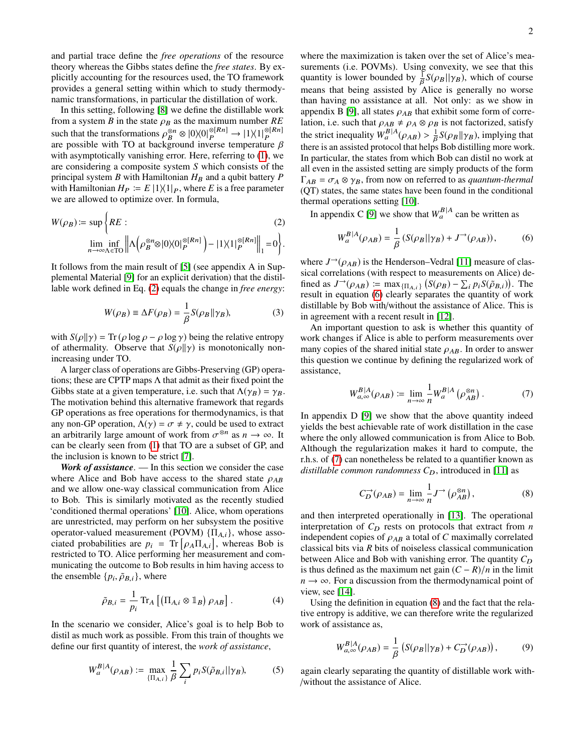and partial trace define the *free operations* of the resource theory whereas the Gibbs states define the *free states*. By explicitly accounting for the resources used, the TO framework provides a general setting within which to study thermodynamic transformations, in particular the distillation of work.

In this setting, following [8] we define the distillable work from a system $B$ in the state $\rho_B$ as the maximum number $RE$ such that the transformations $\rho_B^{\otimes n} \otimes |0\rangle\langle 0|_P^{\otimes [Rn]} \to |1\rangle\langle 1|_P^{\otimes [Rn]}$ are possible with TO at background inverse temperature $\beta$ with asymptotically vanishing error. Here, referring to (1), we are considering a composite system $S$ which consists of the principal system $B$ with Hamiltonian $H_B$ and a qubit battery $P$ with Hamiltonian $H_P := E\,|1\rangle\langle 1|_P$, where $E$ is a free parameter we are allowed to optimize over. In formula,

$$W(\rho_B) := \sup\Big\{ RE : \qquad (2)$$
$$\lim_{n\to\infty} \inf_{\Lambda\in \mathrm{TO}} \left\| \Lambda\left(\rho_B^{\otimes n} \otimes |0\rangle\langle 0|_P^{\otimes [Rn]}\right) - |1\rangle\langle 1|_P^{\otimes [Rn]} \right\|_1 = 0 \Big\}.$$

It follows from the main result of [5] (see appendix A in Supplemental Material [9] for an explicit derivation) that the distillable work defined in Eq. (2) equals the change in *free energy*:

$$W(\rho_B) \equiv \Delta F(\rho_B) = \frac{1}{\beta} S(\rho_B \| \gamma_B), \tag{3}$$

with $S(\rho\|\gamma) = \mathrm{Tr}\,(\rho \log \rho - \rho \log \gamma)$ being the relative entropy of athermality. Observe that $S(\rho\|\gamma)$ is monotonically non-increasing under TO.

A larger class of operations are Gibbs-Preserving (GP) operations; these are CPTP maps $\Lambda$ that admit as their fixed point the Gibbs state at a given temperature, i.e. such that $\Lambda(\gamma_B) = \gamma_B$. The motivation behind this alternative framework that regards GP operations as free operations for thermodynamics, is that any non-GP operation, $\Lambda(\gamma) = \sigma \neq \gamma$, could be used to extract an arbitrarily large amount of work from $\sigma^{\otimes n}$ as $n \to \infty$. It can be clearly seen from (1) that TO are a subset of GP, and the inclusion is known to be strict [7].

***Work of assistance***. — In this section we consider the case where Alice and Bob have access to the shared state $\rho_{AB}$ and we allow one-way classical communication from Alice to Bob. This is similarly motivated as the recently studied 'conditioned thermal operations' [10]. Alice, whom operations are unrestricted, may perform on her subsystem the positive operator-valued measurement (POVM) $\{\Pi_{A,i}\}$, whose associated probabilities are $p_i = \mathrm{Tr}\left[\rho_A \Pi_{A,i}\right]$, whereas Bob is restricted to TO. Alice performing her measurement and communicating the outcome to Bob results in him having access to the ensemble $\{p_i, \tilde{\rho}_{B,i}\}$, where

$$\tilde{\rho}_{B,i} = \frac{1}{p_i} \mathrm{Tr}_A\left[\left(\Pi_{A,i} \otimes \mathbb{1}_B\right) \rho_{AB}\right]. \tag{4}$$

In the scenario we consider, Alice's goal is to help Bob to distil as much work as possible. From this train of thoughts we define our first quantity of interest, the *work of assistance*,

$$W_a^{B|A}(\rho_{AB}) := \max_{\{\Pi_{A,i}\}} \frac{1}{\beta} \sum_i p_i S(\tilde{\rho}_{B,i} \| \gamma_B), \tag{5}$$

where the maximization is taken over the set of Alice's measurements (i.e. POVMs). Using convexity, we see that this quantity is lower bounded by $\frac{1}{\beta} S(\rho_B\|\gamma_B)$, which of course means that being assisted by Alice is generally no worse than having no assistance at all. Not only: as we show in appendix B [9], all states $\rho_{AB}$ that exhibit some form of correlation, i.e. such that $\rho_{AB} \neq \rho_A \otimes \rho_B$ is not factorized, satisfy the strict inequality $W_a^{B|A}(\rho_{AB}) > \frac{1}{\beta} S(\rho_B\|\gamma_B)$, implying that there is an assisted protocol that helps Bob distilling more work. In particular, the states from which Bob can distil no work at all even in the assisted setting are simply products of the form $\Gamma_{AB} = \sigma_A \otimes \gamma_B$, from now on referred to as *quantum-thermal* (QT) states, the same states have been found in the conditional thermal operations setting [10].

In appendix C [9] we show that $W_a^{B|A}$ can be written as

$$W_a^{B|A}(\rho_{AB}) = \frac{1}{\beta} \left( S(\rho_B\|\gamma_B) + J^{\to}(\rho_{AB}) \right), \tag{6}$$

where $J^{\to}(\rho_{AB})$ is the Henderson–Vedral [11] measure of classical correlations (with respect to measurements on Alice) defined as $J^{\to}(\rho_{AB}) := \max_{\{\Pi_{A,i}\}} \left( S(\rho_B) - \sum_i p_i S(\tilde{\rho}_{B,i}) \right)$. The result in equation (6) clearly separates the quantity of work distillable by Bob with/without the assistance of Alice. This is in agreement with a recent result in [12].

An important question to ask is whether this quantity of work changes if Alice is able to perform measurements over many copies of the shared initial state $\rho_{AB}$. In order to answer this question we continue by defining the regularized work of assistance,

$$W_{a,\infty}^{B|A}(\rho_{AB}) := \lim_{n\to\infty} \frac{1}{n} W_a^{B|A}\left(\rho_{AB}^{\otimes n}\right). \tag{7}$$

In appendix D [9] we show that the above quantity indeed yields the best achievable rate of work distillation in the case where the only allowed communication is from Alice to Bob. Although the regularization makes it hard to compute, the r.h.s. of (7) can nonetheless be related to a quantifier known as *distillable common randomness* $C_D$, introduced in [11] as

$$C_D^{\to}(\rho_{AB}) = \lim_{n\to\infty} \frac{1}{n} J^{\to}\left(\rho_{AB}^{\otimes n}\right), \tag{8}$$

and then interpreted operationally in [13]. The operational interpretation of $C_D$ rests on protocols that extract from $n$ independent copies of $\rho_{AB}$ a total of $C$ maximally correlated classical bits via $R$ bits of noiseless classical communication between Alice and Bob with vanishing error. The quantity $C_D$ is thus defined as the maximum net gain $(C - R)/n$ in the limit $n \to \infty$. For a discussion from the thermodynamical point of view, see [14].

Using the definition in equation (8) and the fact that the relative entropy is additive, we can therefore write the regularized work of assistance as,

$$W_{a,\infty}^{B|A}(\rho_{AB}) = \frac{1}{\beta} \left( S(\rho_B\|\gamma_B) + C_D^{\to}(\rho_{AB}) \right), \tag{9}$$

again clearly separating the quantity of distillable work with-/without the assistance of Alice.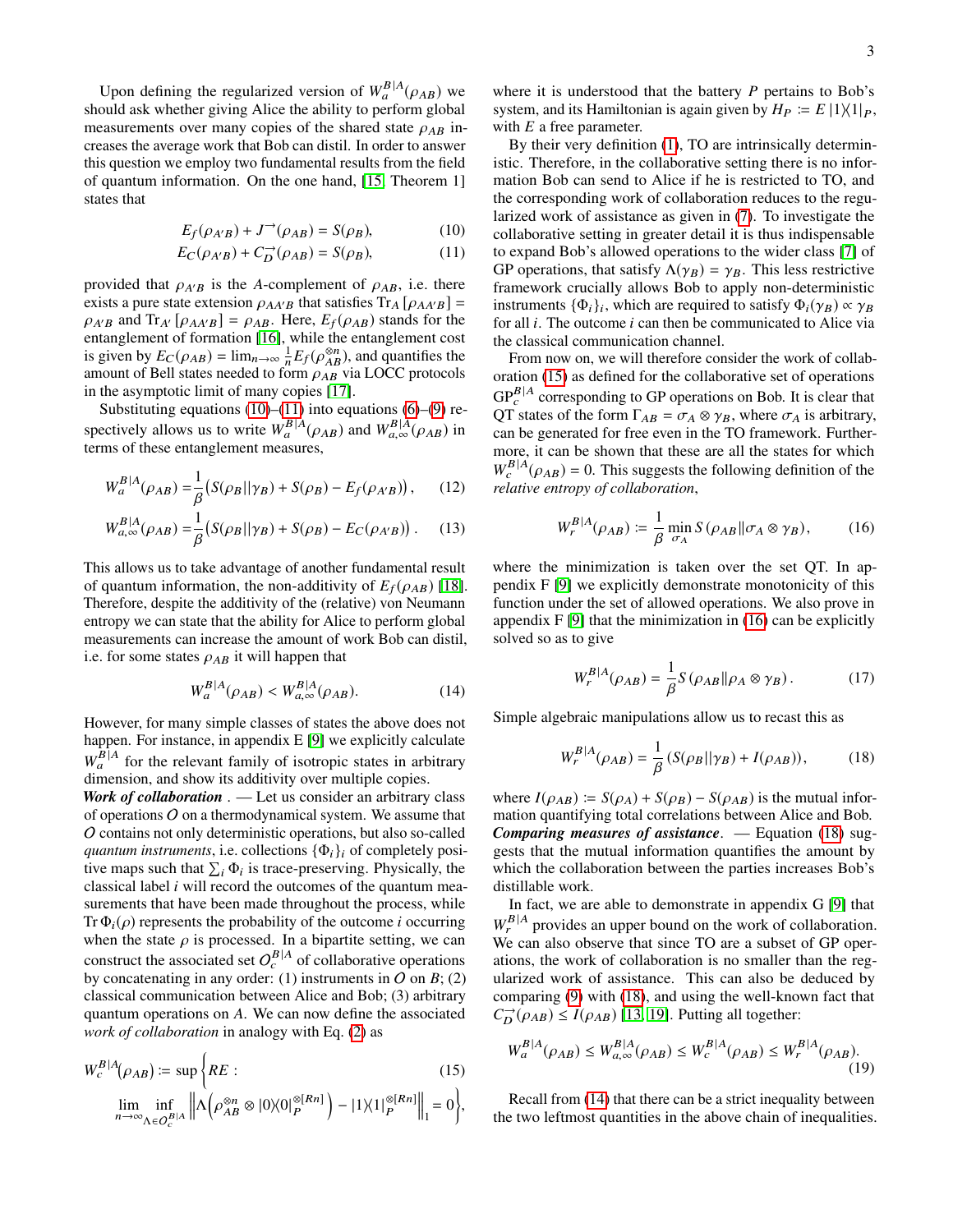Upon defining the regularized version of $W_a^{B|A}(\rho_{AB})$ we should ask whether giving Alice the ability to perform global measurements over many copies of the shared state $\rho_{AB}$ increases the average work that Bob can distil. In order to answer this question we employ two fundamental results from the field of quantum information. On the one hand, [15, Theorem 1] states that

$$E_f(\rho_{A'B}) + J^{\rightarrow}(\rho_{AB}) = S(\rho_B), \tag{10}$$

$$E_C(\rho_{A'B}) + C_D^{\rightarrow}(\rho_{AB}) = S(\rho_B), \tag{11}$$

provided that $\rho_{A'B}$ is the $A$-complement of $\rho_{AB}$, i.e. there exists a pure state extension $\rho_{AA'B}$ that satisfies $\mathrm{Tr}_A[\rho_{AA'B}] = \rho_{A'B}$ and $\mathrm{Tr}_{A'}[\rho_{AA'B}] = \rho_{AB}$. Here, $E_f(\rho_{AB})$ stands for the entanglement of formation [16], while the entanglement cost is given by $E_C(\rho_{AB}) = \lim_{n\to\infty} \frac{1}{n} E_f(\rho_{AB}^{\otimes n})$, and quantifies the amount of Bell states needed to form $\rho_{AB}$ via LOCC protocols in the asymptotic limit of many copies [17].

Substituting equations (10)–(11) into equations (6)–(9) respectively allows us to write $W_a^{B|A}(\rho_{AB})$ and $W_{a,\infty}^{B|A}(\rho_{AB})$ in terms of these entanglement measures,

$$W_a^{B|A}(\rho_{AB}) = \frac{1}{\beta}\left(S(\rho_B\|\gamma_B) + S(\rho_B) - E_f(\rho_{A'B})\right), \tag{12}$$

$$W_{a,\infty}^{B|A}(\rho_{AB}) = \frac{1}{\beta}\left(S(\rho_B\|\gamma_B) + S(\rho_B) - E_C(\rho_{A'B})\right). \tag{13}$$

This allows us to take advantage of another fundamental result of quantum information, the non-additivity of $E_f(\rho_{AB})$ [18]. Therefore, despite the additivity of the (relative) von Neumann entropy we can state that the ability for Alice to perform global measurements can increase the amount of work Bob can distil, i.e. for some states $\rho_{AB}$ it will happen that

$$W_a^{B|A}(\rho_{AB}) < W_{a,\infty}^{B|A}(\rho_{AB}). \tag{14}$$

However, for many simple classes of states the above does not happen. For instance, in appendix E [9] we explicitly calculate $W_a^{B|A}$ for the relevant family of isotropic states in arbitrary dimension, and show its additivity over multiple copies.

***Work of collaboration*** . — Let us consider an arbitrary class of operations $O$ on a thermodynamical system. We assume that $O$ contains not only deterministic operations, but also so-called *quantum instruments*, i.e. collections $\{\Phi_i\}_i$ of completely positive maps such that $\sum_i \Phi_i$ is trace-preserving. Physically, the classical label $i$ will record the outcomes of the quantum measurements that have been made throughout the process, while $\mathrm{Tr}\,\Phi_i(\rho)$ represents the probability of the outcome $i$ occurring when the state $\rho$ is processed. In a bipartite setting, we can construct the associated set $O_c^{B|A}$ of collaborative operations by concatenating in any order: (1) instruments in $O$ on $B$; (2) classical communication between Alice and Bob; (3) arbitrary quantum operations on $A$. We can now define the associated *work of collaboration* in analogy with Eq. (2) as

$$W_c^{B|A}(\rho_{AB}) := \sup\Bigg\{RE : \tag{15}$$
$$\lim_{n\to\infty} \inf_{\Lambda\in O_c^{B|A}} \left\| \Lambda\left(\rho_{AB}^{\otimes n} \otimes |0\rangle\langle 0|_P^{\otimes[Rn]}\right) - |1\rangle\langle 1|_P^{\otimes[Rn]} \right\|_1 = 0\Bigg\},$$

where it is understood that the battery $P$ pertains to Bob's system, and its Hamiltonian is again given by $H_P := E\,|1\rangle\langle 1|_P$, with $E$ a free parameter.

By their very definition (1), TO are intrinsically deterministic. Therefore, in the collaborative setting there is no information Bob can send to Alice if he is restricted to TO, and the corresponding work of collaboration reduces to the regularized work of assistance as given in (7). To investigate the collaborative setting in greater detail it is thus indispensable to expand Bob's allowed operations to the wider class [7] of GP operations, that satisfy $\Lambda(\gamma_B) = \gamma_B$. This less restrictive framework crucially allows Bob to apply non-deterministic instruments $\{\Phi_i\}_i$, which are required to satisfy $\Phi_i(\gamma_B) \propto \gamma_B$ for all $i$. The outcome $i$ can then be communicated to Alice via the classical communication channel.

From now on, we will therefore consider the work of collaboration (15) as defined for the collaborative set of operations $\mathrm{GP}_c^{B|A}$ corresponding to GP operations on Bob. It is clear that QT states of the form $\Gamma_{AB} = \sigma_A \otimes \gamma_B$, where $\sigma_A$ is arbitrary, can be generated for free even in the TO framework. Furthermore, it can be shown that these are all the states for which $W_c^{B|A}(\rho_{AB}) = 0$. This suggests the following definition of the *relative entropy of collaboration*,

$$W_r^{B|A}(\rho_{AB}) := \frac{1}{\beta} \min_{\sigma_A} S\left(\rho_{AB}\|\sigma_A \otimes \gamma_B\right), \tag{16}$$

where the minimization is taken over the set QT. In appendix F [9] we explicitly demonstrate monotonicity of this function under the set of allowed operations. We also prove in appendix F [9] that the minimization in (16) can be explicitly solved so as to give

$$W_r^{B|A}(\rho_{AB}) = \frac{1}{\beta} S\left(\rho_{AB}\|\rho_A \otimes \gamma_B\right). \tag{17}$$

Simple algebraic manipulations allow us to recast this as

$$W_r^{B|A}(\rho_{AB}) = \frac{1}{\beta}\left(S(\rho_B\|\gamma_B) + I(\rho_{AB})\right), \tag{18}$$

where $I(\rho_{AB}) := S(\rho_A) + S(\rho_B) - S(\rho_{AB})$ is the mutual information quantifying total correlations between Alice and Bob.

***Comparing measures of assistance***. — Equation (18) suggests that the mutual information quantifies the amount by which the collaboration between the parties increases Bob's distillable work.

In fact, we are able to demonstrate in appendix G [9] that $W_r^{B|A}$ provides an upper bound on the work of collaboration. We can also observe that since TO are a subset of GP operations, the work of collaboration is no smaller than the regularized work of assistance. This can also be deduced by comparing (9) with (18), and using the well-known fact that $C_D^{\rightarrow}(\rho_{AB}) \le I(\rho_{AB})$ [13, 19]. Putting all together:

$$W_a^{B|A}(\rho_{AB}) \le W_{a,\infty}^{B|A}(\rho_{AB}) \le W_c^{B|A}(\rho_{AB}) \le W_r^{B|A}(\rho_{AB}). \tag{19}$$

Recall from (14) that there can be a strict inequality between the two leftmost quantities in the above chain of inequalities.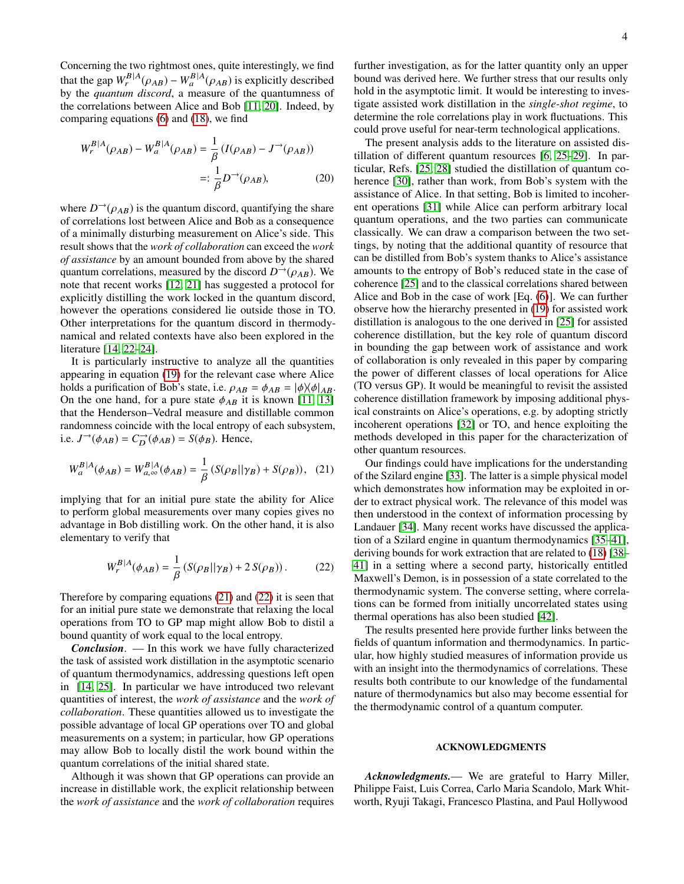Concerning the two rightmost ones, quite interestingly, we find that the gap $W_r^{B|A}(\rho_{AB}) - W_a^{B|A}(\rho_{AB})$ is explicitly described by the *quantum discord*, a measure of the quantumness of the correlations between Alice and Bob [11, 20]. Indeed, by comparing equations (6) and (18), we find

$$
\begin{aligned}
W_r^{B|A}(\rho_{AB}) - W_a^{B|A}(\rho_{AB}) &= \frac{1}{\beta}\left(I(\rho_{AB}) - J^{\rightarrow}(\rho_{AB})\right) \\
&=: \frac{1}{\beta} D^{\rightarrow}(\rho_{AB}),
\end{aligned} \tag{20}
$$

where $D^{\rightarrow}(\rho_{AB})$ is the quantum discord, quantifying the share of correlations lost between Alice and Bob as a consequence of a minimally disturbing measurement on Alice's side. This result shows that the *work of collaboration* can exceed the *work of assistance* by an amount bounded from above by the shared quantum correlations, measured by the discord $D^{\rightarrow}(\rho_{AB})$. We note that recent works [12, 21] has suggested a protocol for explicitly distilling the work locked in the quantum discord, however the operations considered lie outside those in TO. Other interpretations for the quantum discord in thermodynamical and related contexts have also been explored in the literature [14, 22–24].

It is particularly instructive to analyze all the quantities appearing in equation (19) for the relevant case where Alice holds a purification of Bob's state, i.e. $\rho_{AB} = \phi_{AB} = |\phi\rangle\langle\phi|_{AB}$. On the one hand, for a pure state $\phi_{AB}$ it is known [11, 13] that the Henderson–Vedral measure and distillable common randomness coincide with the local entropy of each subsystem, i.e. $J^{\rightarrow}(\phi_{AB}) = C_D^{\rightarrow}(\phi_{AB}) = S(\phi_B)$. Hence,

$$
W_a^{B|A}(\phi_{AB}) = W_{a,\infty}^{B|A}(\phi_{AB}) = \frac{1}{\beta}\left(S(\rho_B||\gamma_B) + S(\rho_B)\right), \tag{21}
$$

implying that for an initial pure state the ability for Alice to perform global measurements over many copies gives no advantage in Bob distilling work. On the other hand, it is also elementary to verify that

$$
W_r^{B|A}(\phi_{AB}) = \frac{1}{\beta}\left(S(\rho_B||\gamma_B) + 2\,S(\rho_B)\right). \tag{22}
$$

Therefore by comparing equations (21) and (22) it is seen that for an initial pure state we demonstrate that relaxing the local operations from TO to GP map might allow Bob to distil a bound quantity of work equal to the local entropy.

***Conclusion***. — In this work we have fully characterized the task of assisted work distillation in the asymptotic scenario of quantum thermodynamics, addressing questions left open in [14, 25]. In particular we have introduced two relevant quantities of interest, the *work of assistance* and the *work of collaboration*. These quantities allowed us to investigate the possible advantage of local GP operations over TO and global measurements on a system; in particular, how GP operations may allow Bob to locally distil the work bound within the quantum correlations of the initial shared state.

Although it was shown that GP operations can provide an increase in distillable work, the explicit relationship between the *work of assistance* and the *work of collaboration* requires further investigation, as for the latter quantity only an upper bound was derived here. We further stress that our results only hold in the asymptotic limit. It would be interesting to investigate assisted work distillation in the *single-shot regime*, to determine the role correlations play in work fluctuations. This could prove useful for near-term technological applications.

The present analysis adds to the literature on assisted distillation of different quantum resources [6, 25–29]. In particular, Refs. [25, 28] studied the distillation of quantum coherence [30], rather than work, from Bob's system with the assistance of Alice. In that setting, Bob is limited to incoherent operations [31] while Alice can perform arbitrary local quantum operations, and the two parties can communicate classically. We can draw a comparison between the two settings, by noting that the additional quantity of resource that can be distilled from Bob's system thanks to Alice's assistance amounts to the entropy of Bob's reduced state in the case of coherence [25] and to the classical correlations shared between Alice and Bob in the case of work [Eq. (6)]. We can further observe how the hierarchy presented in (19) for assisted work distillation is analogous to the one derived in [25] for assisted coherence distillation, but the key role of quantum discord in bounding the gap between work of assistance and work of collaboration is only revealed in this paper by comparing the power of different classes of local operations for Alice (TO versus GP). It would be meaningful to revisit the assisted coherence distillation framework by imposing additional physical constraints on Alice's operations, e.g. by adopting strictly incoherent operations [32] or TO, and hence exploiting the methods developed in this paper for the characterization of other quantum resources.

Our findings could have implications for the understanding of the Szilard engine [33]. The latter is a simple physical model which demonstrates how information may be exploited in order to extract physical work. The relevance of this model was then understood in the context of information processing by Landauer [34]. Many recent works have discussed the application of a Szilard engine in quantum thermodynamics [35–41], deriving bounds for work extraction that are related to (18) [38–41] in a setting where a second party, historically entitled Maxwell's Demon, is in possession of a state correlated to the thermodynamic system. The converse setting, where correlations can be formed from initially uncorrelated states using thermal operations has also been studied [42].

The results presented here provide further links between the fields of quantum information and thermodynamics. In particular, how highly studied measures of information provide us with an insight into the thermodynamics of correlations. These results both contribute to our knowledge of the fundamental nature of thermodynamics but also may become essential for the thermodynamic control of a quantum computer.

## ACKNOWLEDGMENTS

***Acknowledgments.***— We are grateful to Harry Miller, Philippe Faist, Luis Correa, Carlo Maria Scandolo, Mark Whitworth, Ryuji Takagi, Francesco Plastina, and Paul Hollywood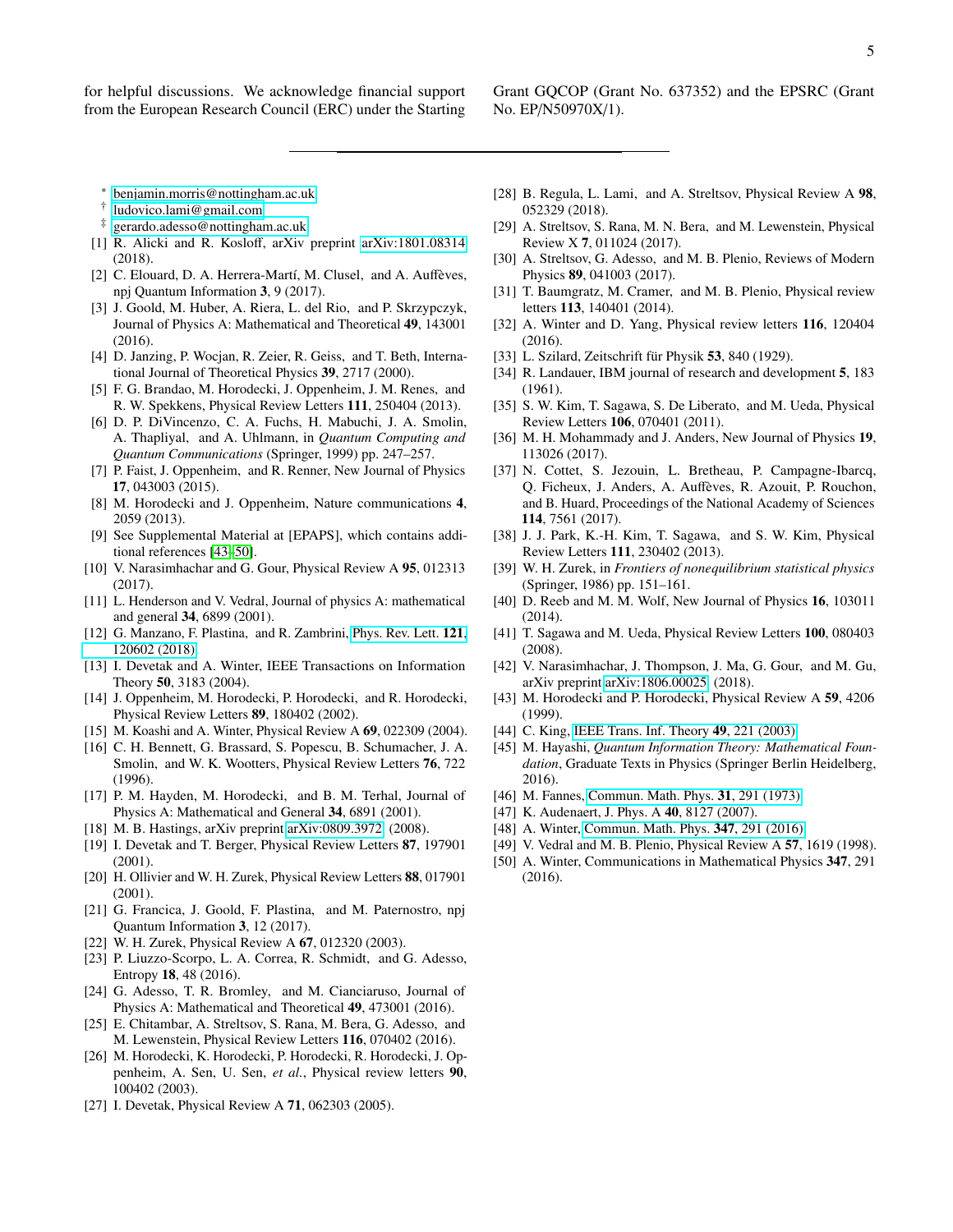for helpful discussions. We acknowledge financial support from the European Research Council (ERC) under the Starting Grant GQCOP (Grant No. 637352) and the EPSRC (Grant No. EP/N50970X/1).

---

* benjamin.morris@nottingham.ac.uk
† ludovico.lami@gmail.com
‡ gerardo.adesso@nottingham.ac.uk

[1] R. Alicki and R. Kosloff, arXiv preprint arXiv:1801.08314 (2018).
[2] C. Elouard, D. A. Herrera-Martí, M. Clusel, and A. Auffèves, npj Quantum Information **3**, 9 (2017).
[3] J. Goold, M. Huber, A. Riera, L. del Rio, and P. Skrzypczyk, Journal of Physics A: Mathematical and Theoretical **49**, 143001 (2016).
[4] D. Janzing, P. Wocjan, R. Zeier, R. Geiss, and T. Beth, International Journal of Theoretical Physics **39**, 2717 (2000).
[5] F. G. Brandao, M. Horodecki, J. Oppenheim, J. M. Renes, and R. W. Spekkens, Physical Review Letters **111**, 250404 (2013).
[6] D. P. DiVincenzo, C. A. Fuchs, H. Mabuchi, J. A. Smolin, A. Thapliyal, and A. Uhlmann, in *Quantum Computing and Quantum Communications* (Springer, 1999) pp. 247–257.
[7] P. Faist, J. Oppenheim, and R. Renner, New Journal of Physics **17**, 043003 (2015).
[8] M. Horodecki and J. Oppenheim, Nature communications **4**, 2059 (2013).
[9] See Supplemental Material at [EPAPS], which contains additional references [43–50].
[10] V. Narasimhachar and G. Gour, Physical Review A **95**, 012313 (2017).
[11] L. Henderson and V. Vedral, Journal of physics A: mathematical and general **34**, 6899 (2001).
[12] G. Manzano, F. Plastina, and R. Zambrini, Phys. Rev. Lett. **121**, 120602 (2018).
[13] I. Devetak and A. Winter, IEEE Transactions on Information Theory **50**, 3183 (2004).
[14] J. Oppenheim, M. Horodecki, P. Horodecki, and R. Horodecki, Physical Review Letters **89**, 180402 (2002).
[15] M. Koashi and A. Winter, Physical Review A **69**, 022309 (2004).
[16] C. H. Bennett, G. Brassard, S. Popescu, B. Schumacher, J. A. Smolin, and W. K. Wootters, Physical Review Letters **76**, 722 (1996).
[17] P. M. Hayden, M. Horodecki, and B. M. Terhal, Journal of Physics A: Mathematical and General **34**, 6891 (2001).
[18] M. B. Hastings, arXiv preprint arXiv:0809.3972 (2008).
[19] I. Devetak and T. Berger, Physical Review Letters **87**, 197901 (2001).
[20] H. Ollivier and W. H. Zurek, Physical Review Letters **88**, 017901 (2001).
[21] G. Francica, J. Goold, F. Plastina, and M. Paternostro, npj Quantum Information **3**, 12 (2017).
[22] W. H. Zurek, Physical Review A **67**, 012320 (2003).
[23] P. Liuzzo-Scorpo, L. A. Correa, R. Schmidt, and G. Adesso, Entropy **18**, 48 (2016).
[24] G. Adesso, T. R. Bromley, and M. Cianciaruso, Journal of Physics A: Mathematical and Theoretical **49**, 473001 (2016).
[25] E. Chitambar, A. Streltsov, S. Rana, M. Bera, G. Adesso, and M. Lewenstein, Physical Review Letters **116**, 070402 (2016).
[26] M. Horodecki, K. Horodecki, P. Horodecki, R. Horodecki, J. Oppenheim, A. Sen, U. Sen, *et al.*, Physical review letters **90**, 100402 (2003).
[27] I. Devetak, Physical Review A **71**, 062303 (2005).
[28] B. Regula, L. Lami, and A. Streltsov, Physical Review A **98**, 052329 (2018).
[29] A. Streltsov, S. Rana, M. N. Bera, and M. Lewenstein, Physical Review X **7**, 011024 (2017).
[30] A. Streltsov, G. Adesso, and M. B. Plenio, Reviews of Modern Physics **89**, 041003 (2017).
[31] T. Baumgratz, M. Cramer, and M. B. Plenio, Physical review letters **113**, 140401 (2014).
[32] A. Winter and D. Yang, Physical review letters **116**, 120404 (2016).
[33] L. Szilard, Zeitschrift für Physik **53**, 840 (1929).
[34] R. Landauer, IBM journal of research and development **5**, 183 (1961).
[35] S. W. Kim, T. Sagawa, S. De Liberato, and M. Ueda, Physical Review Letters **106**, 070401 (2011).
[36] M. H. Mohammady and J. Anders, New Journal of Physics **19**, 113026 (2017).
[37] N. Cottet, S. Jezouin, L. Bretheau, P. Campagne-Ibarcq, Q. Ficheux, J. Anders, A. Auffèves, R. Azouit, P. Rouchon, and B. Huard, Proceedings of the National Academy of Sciences **114**, 7561 (2017).
[38] J. J. Park, K.-H. Kim, T. Sagawa, and S. W. Kim, Physical Review Letters **111**, 230402 (2013).
[39] W. H. Zurek, in *Frontiers of nonequilibrium statistical physics* (Springer, 1986) pp. 151–161.
[40] D. Reeb and M. M. Wolf, New Journal of Physics **16**, 103011 (2014).
[41] T. Sagawa and M. Ueda, Physical Review Letters **100**, 080403 (2008).
[42] V. Narasimhachar, J. Thompson, J. Ma, G. Gour, and M. Gu, arXiv preprint arXiv:1806.00025 (2018).
[43] M. Horodecki and P. Horodecki, Physical Review A **59**, 4206 (1999).
[44] C. King, IEEE Trans. Inf. Theory **49**, 221 (2003).
[45] M. Hayashi, *Quantum Information Theory: Mathematical Foundation*, Graduate Texts in Physics (Springer Berlin Heidelberg, 2016).
[46] M. Fannes, Commun. Math. Phys. **31**, 291 (1973).
[47] K. Audenaert, J. Phys. A **40**, 8127 (2007).
[48] A. Winter, Commun. Math. Phys. **347**, 291 (2016).
[49] V. Vedral and M. B. Plenio, Physical Review A **57**, 1619 (1998).
[50] A. Winter, Communications in Mathematical Physics **347**, 291 (2016).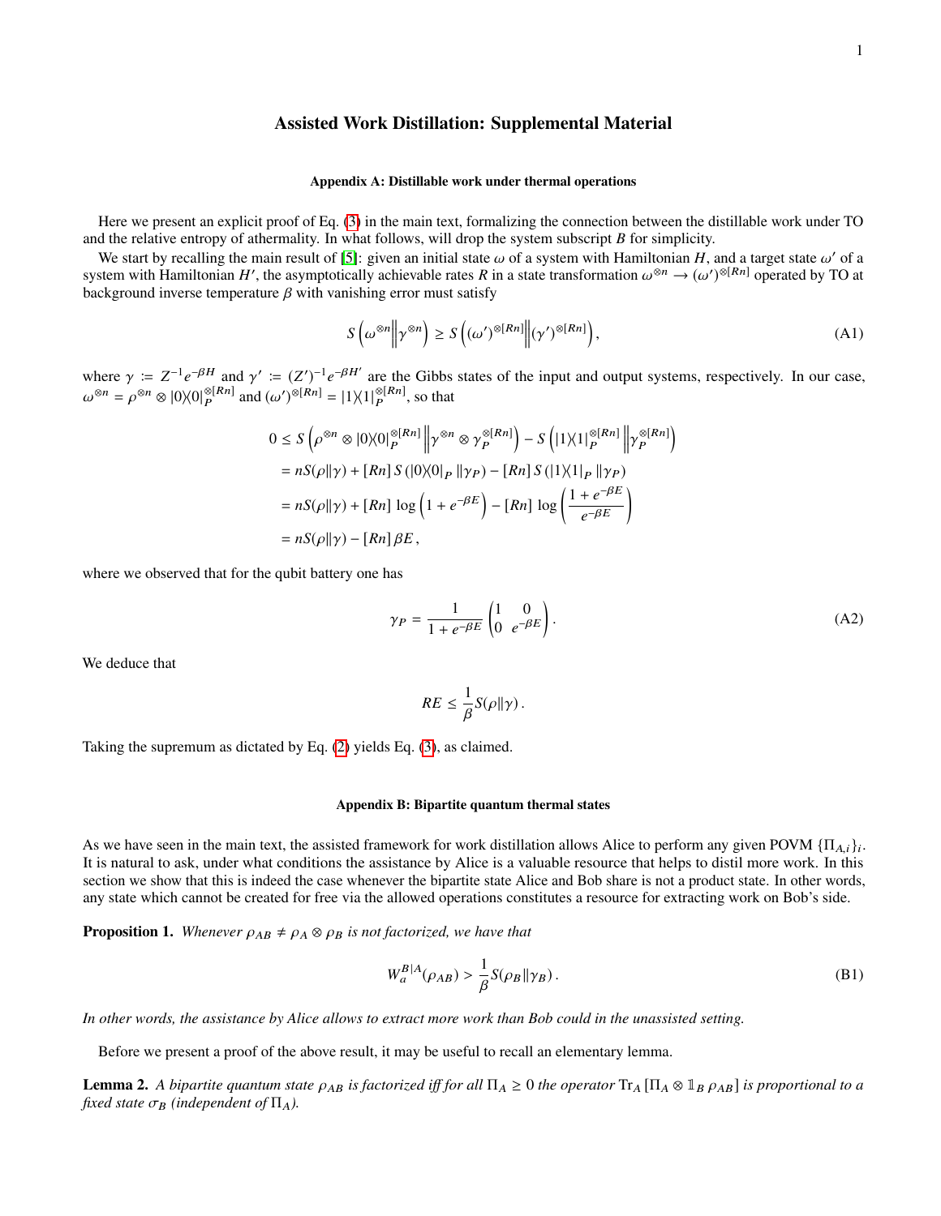# Assisted Work Distillation: Supplemental Material

## Appendix A: Distillable work under thermal operations

Here we present an explicit proof of Eq. (3) in the main text, formalizing the connection between the distillable work under TO and the relative entropy of athermality. In what follows, will drop the system subscript $B$ for simplicity.

We start by recalling the main result of [5]: given an initial state $\omega$ of a system with Hamiltonian $H$, and a target state $\omega'$ of a system with Hamiltonian $H'$, the asymptotically achievable rates $R$ in a state transformation $\omega^{\otimes n} \to (\omega')^{\otimes [Rn]}$ operated by TO at background inverse temperature $\beta$ with vanishing error must satisfy

$$S\left(\omega^{\otimes n} \middle\| \gamma^{\otimes n}\right) \geq S\left((\omega')^{\otimes [Rn]} \middle\| (\gamma')^{\otimes [Rn]}\right), \tag{A1}$$

where $\gamma \coloneqq Z^{-1} e^{-\beta H}$ and $\gamma' \coloneqq (Z')^{-1} e^{-\beta H'}$ are the Gibbs states of the input and output systems, respectively. In our case, $\omega^{\otimes n} = \rho^{\otimes n} \otimes |0\rangle\!\langle 0|_P^{\otimes [Rn]}$ and $(\omega')^{\otimes [Rn]} = |1\rangle\!\langle 1|_P^{\otimes [Rn]}$, so that

$$\begin{aligned}
0 &\leq S\left(\rho^{\otimes n} \otimes |0\rangle\!\langle 0|_P^{\otimes [Rn]} \middle\| \gamma^{\otimes n} \otimes \gamma_P^{\otimes [Rn]}\right) - S\left(|1\rangle\!\langle 1|_P^{\otimes [Rn]} \middle\| \gamma_P^{\otimes [Rn]}\right) \\
&= nS(\rho\|\gamma) + [Rn]\, S\left(|0\rangle\!\langle 0|_P \| \gamma_P\right) - [Rn]\, S\left(|1\rangle\!\langle 1|_P \| \gamma_P\right) \\
&= nS(\rho\|\gamma) + [Rn]\, \log\left(1 + e^{-\beta E}\right) - [Rn]\, \log\left(\frac{1 + e^{-\beta E}}{e^{-\beta E}}\right) \\
&= nS(\rho\|\gamma) - [Rn]\, \beta E\,,
\end{aligned}$$

where we observed that for the qubit battery one has

$$\gamma_P = \frac{1}{1 + e^{-\beta E}} \begin{pmatrix} 1 & 0 \\ 0 & e^{-\beta E} \end{pmatrix}. \tag{A2}$$

We deduce that

$$RE \leq \frac{1}{\beta} S(\rho\|\gamma)\,.$$

Taking the supremum as dictated by Eq. (2) yields Eq. (3), as claimed.

## Appendix B: Bipartite quantum thermal states

As we have seen in the main text, the assisted framework for work distillation allows Alice to perform any given POVM $\{\Pi_{A,i}\}_i$. It is natural to ask, under what conditions the assistance by Alice is a valuable resource that helps to distil more work. In this section we show that this is indeed the case whenever the bipartite state Alice and Bob share is not a product state. In other words, any state which cannot be created for free via the allowed operations constitutes a resource for extracting work on Bob's side.

**Proposition 1.** *Whenever $\rho_{AB} \neq \rho_A \otimes \rho_B$ is not factorized, we have that*

$$W_a^{B|A}(\rho_{AB}) > \frac{1}{\beta} S(\rho_B \| \gamma_B)\,. \tag{B1}$$

*In other words, the assistance by Alice allows to extract more work than Bob could in the unassisted setting.*

Before we present a proof of the above result, it may be useful to recall an elementary lemma.

**Lemma 2.** *A bipartite quantum state $\rho_{AB}$ is factorized iff for all $\Pi_A \geq 0$ the operator $\mathrm{Tr}_A \left[\Pi_A \otimes \mathbb{1}_B\, \rho_{AB}\right]$ is proportional to a fixed state $\sigma_B$ (independent of $\Pi_A$).*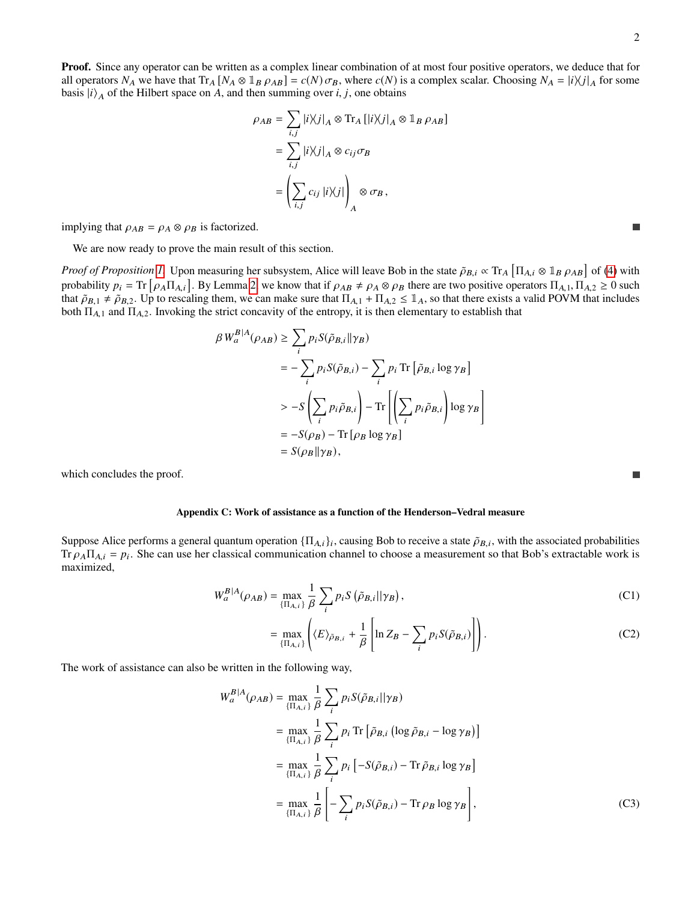**Proof.** Since any operator can be written as a complex linear combination of at most four positive operators, we deduce that for all operators $N_A$ we have that $\mathrm{Tr}_A\,[N_A \otimes \mathbb{1}_B\, \rho_{AB}] = c(N)\,\sigma_B$, where $c(N)$ is a complex scalar. Choosing $N_A = |i\rangle\langle j|_A$ for some basis $|i\rangle_A$ of the Hilbert space on $A$, and then summing over $i, j$, one obtains

$$
\begin{aligned}
\rho_{AB} &= \sum_{i,j} |i\rangle\langle j|_A \otimes \mathrm{Tr}_A\,[|i\rangle\langle j|_A \otimes \mathbb{1}_B\, \rho_{AB}] \\
&= \sum_{i,j} |i\rangle\langle j|_A \otimes c_{ij}\sigma_B \\
&= \left(\sum_{i,j} c_{ij}\, |i\rangle\langle j|\right)_A \otimes \sigma_B\,,
\end{aligned}
$$

implying that $\rho_{AB} = \rho_A \otimes \rho_B$ is factorized. ■

We are now ready to prove the main result of this section.

*Proof of Proposition 1.* Upon measuring her subsystem, Alice will leave Bob in the state $\tilde{\rho}_{B,i} \propto \mathrm{Tr}_A\left[\Pi_{A,i} \otimes \mathbb{1}_B\, \rho_{AB}\right]$ of (4) with probability $p_i = \mathrm{Tr}\left[\rho_A \Pi_{A,i}\right]$. By Lemma 2 we know that if $\rho_{AB} \neq \rho_A \otimes \rho_B$ there are two positive operators $\Pi_{A,1}, \Pi_{A,2} \geq 0$ such that $\tilde{\rho}_{B,1} \neq \tilde{\rho}_{B,2}$. Up to rescaling them, we can make sure that $\Pi_{A,1} + \Pi_{A,2} \leq \mathbb{1}_A$, so that there exists a valid POVM that includes both $\Pi_{A,1}$ and $\Pi_{A,2}$. Invoking the strict concavity of the entropy, it is then elementary to establish that

$$
\begin{aligned}
\beta\, W_a^{B|A}(\rho_{AB}) &\geq \sum_i p_i S(\tilde{\rho}_{B,i}\|\gamma_B) \\
&= -\sum_i p_i S(\tilde{\rho}_{B,i}) - \sum_i p_i\, \mathrm{Tr}\left[\tilde{\rho}_{B,i} \log \gamma_B\right] \\
&> -S\left(\sum_i p_i \tilde{\rho}_{B,i}\right) - \mathrm{Tr}\left[\left(\sum_i p_i \tilde{\rho}_{B,i}\right) \log \gamma_B\right] \\
&= -S(\rho_B) - \mathrm{Tr}\left[\rho_B \log \gamma_B\right] \\
&= S(\rho_B\|\gamma_B),
\end{aligned}
$$

which concludes the proof. ■

## Appendix C: Work of assistance as a function of the Henderson–Vedral measure

Suppose Alice performs a general quantum operation $\{\Pi_{A,i}\}_i$, causing Bob to receive a state $\tilde{\rho}_{B,i}$, with the associated probabilities $\mathrm{Tr}\,\rho_A \Pi_{A,i} = p_i$. She can use her classical communication channel to choose a measurement so that Bob's extractable work is maximized,

$$
W_a^{B|A}(\rho_{AB}) = \max_{\{\Pi_{A,i}\}} \frac{1}{\beta} \sum_i p_i S\left(\tilde{\rho}_{B,i}||\gamma_B\right), \tag{C1}
$$

$$
= \max_{\{\Pi_{A,i}\}} \left(\langle E\rangle_{\tilde{\rho}_{B,i}} + \frac{1}{\beta}\left[\ln Z_B - \sum_i p_i S(\tilde{\rho}_{B,i})\right]\right). \tag{C2}
$$

The work of assistance can also be written in the following way,

$$
\begin{aligned}
W_a^{B|A}(\rho_{AB}) &= \max_{\{\Pi_{A,i}\}} \frac{1}{\beta} \sum_i p_i S(\tilde{\rho}_{B,i}||\gamma_B) \\
&= \max_{\{\Pi_{A,i}\}} \frac{1}{\beta} \sum_i p_i\, \mathrm{Tr}\left[\tilde{\rho}_{B,i}\left(\log \tilde{\rho}_{B,i} - \log \gamma_B\right)\right] \\
&= \max_{\{\Pi_{A,i}\}} \frac{1}{\beta} \sum_i p_i \left[-S(\tilde{\rho}_{B,i}) - \mathrm{Tr}\, \tilde{\rho}_{B,i} \log \gamma_B\right] \\
&= \max_{\{\Pi_{A,i}\}} \frac{1}{\beta}\left[-\sum_i p_i S(\tilde{\rho}_{B,i}) - \mathrm{Tr}\, \rho_B \log \gamma_B\right],
\end{aligned} \tag{C3}
$$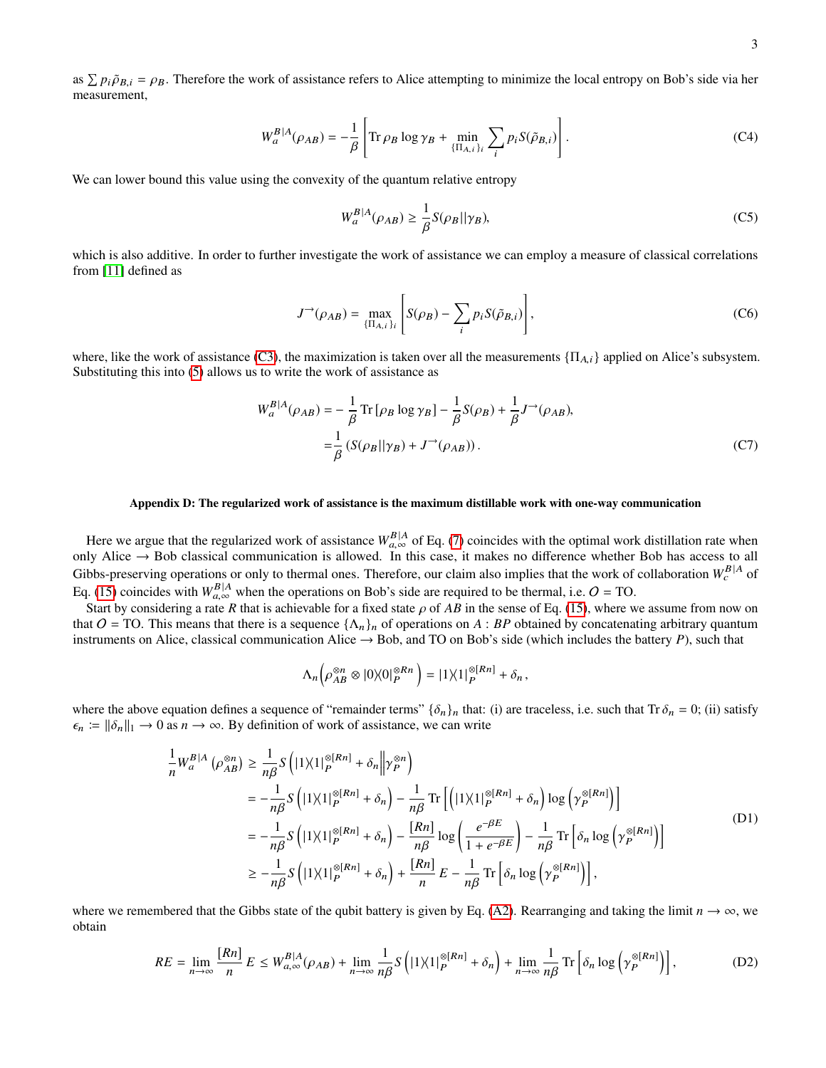as $\sum p_i \tilde{\rho}_{B,i} = \rho_B$. Therefore the work of assistance refers to Alice attempting to minimize the local entropy on Bob's side via her measurement,

$$W_a^{B|A}(\rho_{AB}) = -\frac{1}{\beta}\left[\operatorname{Tr}\rho_B \log \gamma_B + \min_{\{\Pi_{A,i}\}_i} \sum_i p_i S(\tilde{\rho}_{B,i})\right]. \tag{C4}$$

We can lower bound this value using the convexity of the quantum relative entropy

$$W_a^{B|A}(\rho_{AB}) \geq \frac{1}{\beta} S(\rho_B || \gamma_B), \tag{C5}$$

which is also additive. In order to further investigate the work of assistance we can employ a measure of classical correlations from [11] defined as

$$J^{\rightarrow}(\rho_{AB}) = \max_{\{\Pi_{A,i}\}_i}\left[S(\rho_B) - \sum_i p_i S(\tilde{\rho}_{B,i})\right], \tag{C6}$$

where, like the work of assistance (C3), the maximization is taken over all the measurements $\{\Pi_{A,i}\}$ applied on Alice's subsystem. Substituting this into (5) allows us to write the work of assistance as

$$\begin{aligned} W_a^{B|A}(\rho_{AB}) =& -\frac{1}{\beta}\operatorname{Tr}\left[\rho_B \log \gamma_B\right] - \frac{1}{\beta} S(\rho_B) + \frac{1}{\beta} J^{\rightarrow}(\rho_{AB}), \\ =& \frac{1}{\beta}\left(S(\rho_B||\gamma_B) + J^{\rightarrow}(\rho_{AB})\right). \end{aligned} \tag{C7}$$

### Appendix D: The regularized work of assistance is the maximum distillable work with one-way communication

Here we argue that the regularized work of assistance $W_{a,\infty}^{B|A}$ of Eq. (7) coincides with the optimal work distillation rate when only Alice $\rightarrow$ Bob classical communication is allowed. In this case, it makes no difference whether Bob has access to all Gibbs-preserving operations or only to thermal ones. Therefore, our claim also implies that the work of collaboration $W_c^{B|A}$ of Eq. (15) coincides with $W_{a,\infty}^{B|A}$ when the operations on Bob's side are required to be thermal, i.e. $O = \text{TO}$.

Start by considering a rate $R$ that is achievable for a fixed state $\rho$ of $AB$ in the sense of Eq. (15), where we assume from now on that $O = \text{TO}$. This means that there is a sequence $\{\Lambda_n\}_n$ of operations on $A : BP$ obtained by concatenating arbitrary quantum instruments on Alice, classical communication Alice $\rightarrow$ Bob, and TO on Bob's side (which includes the battery $P$), such that

$$\Lambda_n\left(\rho_{AB}^{\otimes n} \otimes |0\rangle\langle 0|_P^{\otimes Rn}\right) = |1\rangle\langle 1|_P^{\otimes \lceil Rn \rceil} + \delta_n\,,$$

where the above equation defines a sequence of "remainder terms" $\{\delta_n\}_n$ that: (i) are traceless, i.e. such that $\operatorname{Tr}\delta_n = 0$; (ii) satisfy $\epsilon_n := \|\delta_n\|_1 \rightarrow 0$ as $n \rightarrow \infty$. By definition of work of assistance, we can write

$$\begin{aligned} \frac{1}{n} W_a^{B|A}\left(\rho_{AB}^{\otimes n}\right) &\geq \frac{1}{n\beta} S\left(|1\rangle\langle 1|_P^{\otimes\lceil Rn\rceil} + \delta_n \middle\| \gamma_P^{\otimes n}\right) \\ &= -\frac{1}{n\beta} S\left(|1\rangle\langle 1|_P^{\otimes\lceil Rn\rceil} + \delta_n\right) - \frac{1}{n\beta}\operatorname{Tr}\left[\left(|1\rangle\langle 1|_P^{\otimes\lceil Rn\rceil} + \delta_n\right)\log\left(\gamma_P^{\otimes\lceil Rn\rceil}\right)\right] \\ &= -\frac{1}{n\beta} S\left(|1\rangle\langle 1|_P^{\otimes\lceil Rn\rceil} + \delta_n\right) - \frac{\lceil Rn\rceil}{n\beta}\log\left(\frac{e^{-\beta E}}{1+e^{-\beta E}}\right) - \frac{1}{n\beta}\operatorname{Tr}\left[\delta_n \log\left(\gamma_P^{\otimes\lceil Rn\rceil}\right)\right] \\ &\geq -\frac{1}{n\beta} S\left(|1\rangle\langle 1|_P^{\otimes\lceil Rn\rceil} + \delta_n\right) + \frac{\lceil Rn\rceil}{n} E - \frac{1}{n\beta}\operatorname{Tr}\left[\delta_n \log\left(\gamma_P^{\otimes\lceil Rn\rceil}\right)\right], \end{aligned} \tag{D1}$$

where we remembered that the Gibbs state of the qubit battery is given by Eq. (A2). Rearranging and taking the limit $n \rightarrow \infty$, we obtain

$$RE = \lim_{n\rightarrow\infty}\frac{\lceil Rn\rceil}{n} E \leq W_{a,\infty}^{B|A}(\rho_{AB}) + \lim_{n\rightarrow\infty}\frac{1}{n\beta} S\left(|1\rangle\langle 1|_P^{\otimes\lceil Rn\rceil} + \delta_n\right) + \lim_{n\rightarrow\infty}\frac{1}{n\beta}\operatorname{Tr}\left[\delta_n \log\left(\gamma_P^{\otimes\lceil Rn\rceil}\right)\right], \tag{D2}$$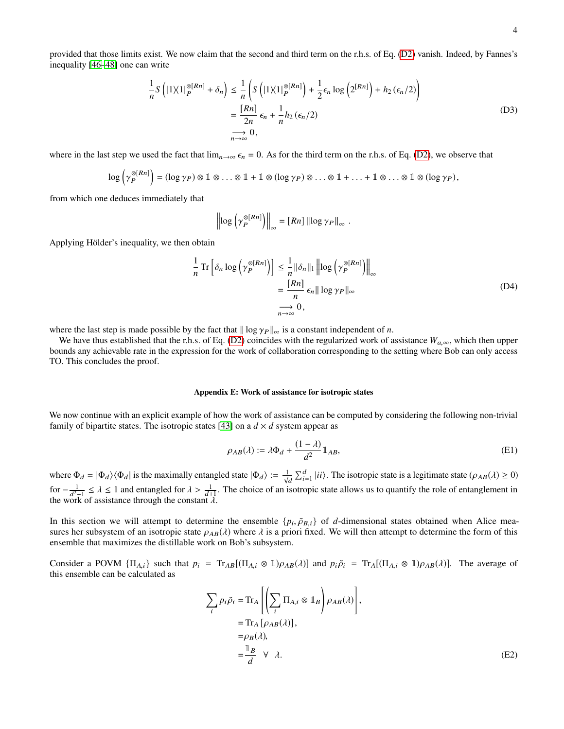provided that those limits exist. We now claim that the second and third term on the r.h.s. of Eq. (D2) vanish. Indeed, by Fannes's inequality [46–48] one can write

$$
\begin{aligned}
\frac{1}{n} S\left( |1\rangle\langle 1|_P^{\otimes [Rn]} + \delta_n \right) &\leq \frac{1}{n} \left( S\left( |1\rangle\langle 1|_P^{\otimes [Rn]} \right) + \frac{1}{2} \epsilon_n \log\left( 2^{[Rn]} \right) + h_2\left( \epsilon_n/2 \right) \right) \\
&= \frac{[Rn]}{2n} \epsilon_n + \frac{1}{n} h_2\left( \epsilon_n/2 \right) \\
&\underset{n\to\infty}{\longrightarrow} 0,
\end{aligned}
\tag{D3}
$$

where in the last step we used the fact that $\lim_{n\to\infty} \epsilon_n = 0$. As for the third term on the r.h.s. of Eq. (D2), we observe that

$$
\log\left( \gamma_P^{\otimes [Rn]} \right) = (\log \gamma_P) \otimes \mathbb{1} \otimes \ldots \otimes \mathbb{1} + \mathbb{1} \otimes (\log \gamma_P) \otimes \ldots \otimes \mathbb{1} + \ldots + \mathbb{1} \otimes \ldots \otimes \mathbb{1} \otimes (\log \gamma_P),
$$

from which one deduces immediately that

$$
\left\| \log\left( \gamma_P^{\otimes [Rn]} \right) \right\|_\infty = [Rn] \, \|\log \gamma_P\|_\infty \, .
$$

Applying Hölder's inequality, we then obtain

$$
\begin{aligned}
\frac{1}{n} \operatorname{Tr}\left[ \delta_n \log\left( \gamma_P^{\otimes [Rn]} \right) \right] &\leq \frac{1}{n} \|\delta_n\|_1 \left\| \log\left( \gamma_P^{\otimes [Rn]} \right) \right\|_\infty \\
&= \frac{[Rn]}{n} \epsilon_n \|\log \gamma_P\|_\infty \\
&\underset{n\to\infty}{\longrightarrow} 0,
\end{aligned}
\tag{D4}
$$

where the last step is made possible by the fact that $\|\log \gamma_P\|_\infty$ is a constant independent of $n$.

We have thus established that the r.h.s. of Eq. (D2) coincides with the regularized work of assistance $W_{a,\infty}$, which then upper bounds any achievable rate in the expression for the work of collaboration corresponding to the setting where Bob can only access TO. This concludes the proof.

### Appendix E: Work of assistance for isotropic states

We now continue with an explicit example of how the work of assistance can be computed by considering the following non-trivial family of bipartite states. The isotropic states [43] on a $d \times d$ system appear as

$$
\rho_{AB}(\lambda) := \lambda \Phi_d + \frac{(1-\lambda)}{d^2} \mathbb{1}_{AB},
\tag{E1}
$$

where $\Phi_d = |\Phi_d\rangle\langle\Phi_d|$ is the maximally entangled state $|\Phi_d\rangle := \frac{1}{\sqrt{d}} \sum_{i=1}^{d} |ii\rangle$. The isotropic state is a legitimate state ($\rho_{AB}(\lambda) \geq 0$) for $-\frac{1}{d^2-1} \leq \lambda \leq 1$ and entangled for $\lambda > \frac{1}{d+1}$. The choice of an isotropic state allows us to quantify the role of entanglement in the work of assistance through the constant $\lambda$.

In this section we will attempt to determine the ensemble $\{p_i, \tilde{\rho}_{B,i}\}$ of $d$-dimensional states obtained when Alice measures her subsystem of an isotropic state $\rho_{AB}(\lambda)$ where $\lambda$ is a priori fixed. We will then attempt to determine the form of this ensemble that maximizes the distillable work on Bob's subsystem.

Consider a POVM $\{\Pi_{A,i}\}$ such that $p_i = \operatorname{Tr}_{AB}[(\Pi_{A,i} \otimes \mathbb{1})\rho_{AB}(\lambda)]$ and $p_i \tilde{\rho}_i = \operatorname{Tr}_A[(\Pi_{A,i} \otimes \mathbb{1})\rho_{AB}(\lambda)]$. The average of this ensemble can be calculated as

$$
\begin{aligned}
\sum_i p_i \tilde{\rho}_i &= \operatorname{Tr}_A\left[ \left( \sum_i \Pi_{A,i} \otimes \mathbb{1}_B \right) \rho_{AB}(\lambda) \right], \\
&= \operatorname{Tr}_A\left[ \rho_{AB}(\lambda) \right], \\
&= \rho_B(\lambda), \\
&= \frac{\mathbb{1}_B}{d} \quad \forall \quad \lambda.
\end{aligned}
\tag{E2}
$$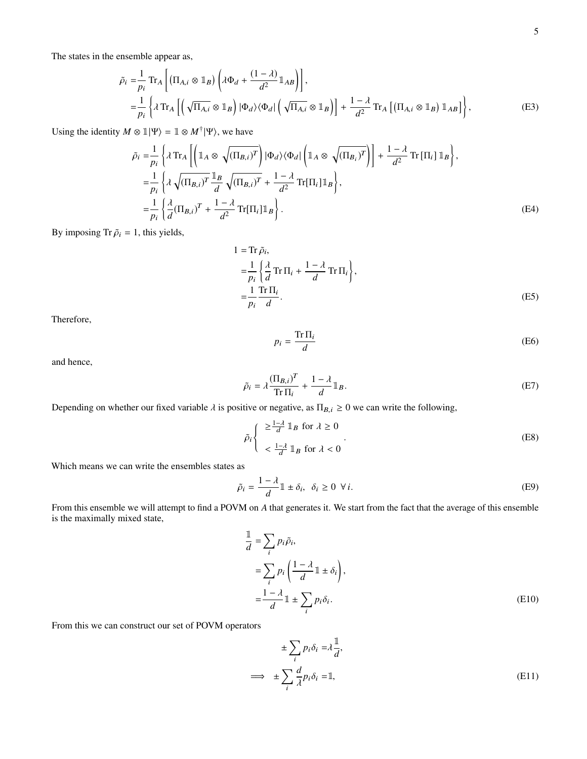The states in the ensemble appear as,

$$
\begin{aligned}
\tilde{\rho}_i =& \frac{1}{p_i} \operatorname{Tr}_A \left[ \left( \Pi_{A,i} \otimes \mathbb{1}_B \right) \left( \lambda \Phi_d + \frac{(1-\lambda)}{d^2} \mathbb{1}_{AB} \right) \right], \\
=& \frac{1}{p_i} \left\{ \lambda \operatorname{Tr}_A \left[ \left( \sqrt{\Pi_{A,i}} \otimes \mathbb{1}_B \right) |\Phi_d\rangle\langle\Phi_d| \left( \sqrt{\Pi_{A,i}} \otimes \mathbb{1}_B \right) \right] + \frac{1-\lambda}{d^2} \operatorname{Tr}_A \left[ \left( \Pi_{A,i} \otimes \mathbb{1}_B \right) \mathbb{1}_{AB} \right] \right\},
\end{aligned}
\tag{E3}
$$

Using the identity $M \otimes \mathbb{1}|\Psi\rangle = \mathbb{1} \otimes M^{\dagger}|\Psi\rangle$, we have

$$
\begin{aligned}
\tilde{\rho}_i =& \frac{1}{p_i} \left\{ \lambda \operatorname{Tr}_A \left[ \left( \mathbb{1}_A \otimes \sqrt{(\Pi_{B,i})^T} \right) |\Phi_d\rangle\langle\Phi_d| \left( \mathbb{1}_A \otimes \sqrt{(\Pi_{B_i})^T} \right) \right] + \frac{1-\lambda}{d^2} \operatorname{Tr}\left[\Pi_i\right] \mathbb{1}_B \right\}, \\
=& \frac{1}{p_i} \left\{ \lambda \sqrt{(\Pi_{B,i})^T} \frac{\mathbb{1}_B}{d} \sqrt{(\Pi_{B,i})^T} + \frac{1-\lambda}{d^2} \operatorname{Tr}[\Pi_i] \mathbb{1}_B \right\}, \\
=& \frac{1}{p_i} \left\{ \frac{\lambda}{d} (\Pi_{B,i})^T + \frac{1-\lambda}{d^2} \operatorname{Tr}[\Pi_i] \mathbb{1}_B \right\}.
\end{aligned}
\tag{E4}
$$

By imposing $\operatorname{Tr} \tilde{\rho}_i = 1$, this yields,

$$
\begin{aligned}
1 =& \operatorname{Tr} \tilde{\rho}_i, \\
=& \frac{1}{p_i} \left\{ \frac{\lambda}{d} \operatorname{Tr} \Pi_i + \frac{1-\lambda}{d} \operatorname{Tr} \Pi_i \right\}, \\
=& \frac{1}{p_i} \frac{\operatorname{Tr} \Pi_i}{d}.
\end{aligned}
\tag{E5}
$$

Therefore,

$$
p_i = \frac{\operatorname{Tr} \Pi_i}{d} \tag{E6}
$$

and hence,

$$
\tilde{\rho}_i = \lambda \frac{(\Pi_{B,i})^T}{\operatorname{Tr} \Pi_i} + \frac{1-\lambda}{d} \mathbb{1}_B. \tag{E7}
$$

Depending on whether our fixed variable $\lambda$ is positive or negative, as $\Pi_{B,i} \geq 0$ we can write the following,

$$
\tilde{\rho}_i \begin{cases} \geq \frac{1-\lambda}{d} \mathbb{1}_B \text{ for } \lambda \geq 0 \\ < \frac{1-\lambda}{d} \mathbb{1}_B \text{ for } \lambda < 0 \end{cases}. \tag{E8}
$$

Which means we can write the ensembles states as

$$
\tilde{\rho}_i = \frac{1-\lambda}{d} \mathbb{1} \pm \delta_i, \;\; \delta_i \geq 0 \;\; \forall\, i. \tag{E9}
$$

From this ensemble we will attempt to find a POVM on $A$ that generates it. We start from the fact that the average of this ensemble is the maximally mixed state,

$$
\begin{aligned}
\frac{\mathbb{1}}{d} =& \sum_i p_i \tilde{\rho}_i, \\
=& \sum_i p_i \left( \frac{1-\lambda}{d} \mathbb{1} \pm \delta_i \right), \\
=& \frac{1-\lambda}{d} \mathbb{1} \pm \sum_i p_i \delta_i.
\end{aligned}
\tag{E10}
$$

From this we can construct our set of POVM operators

$$
\begin{aligned}
\pm \sum_i p_i \delta_i =& \lambda \frac{\mathbb{1}}{d}, \\
\implies \;\; \pm \sum_i \frac{d}{\lambda} p_i \delta_i =& \mathbb{1},
\end{aligned}
\tag{E11}
$$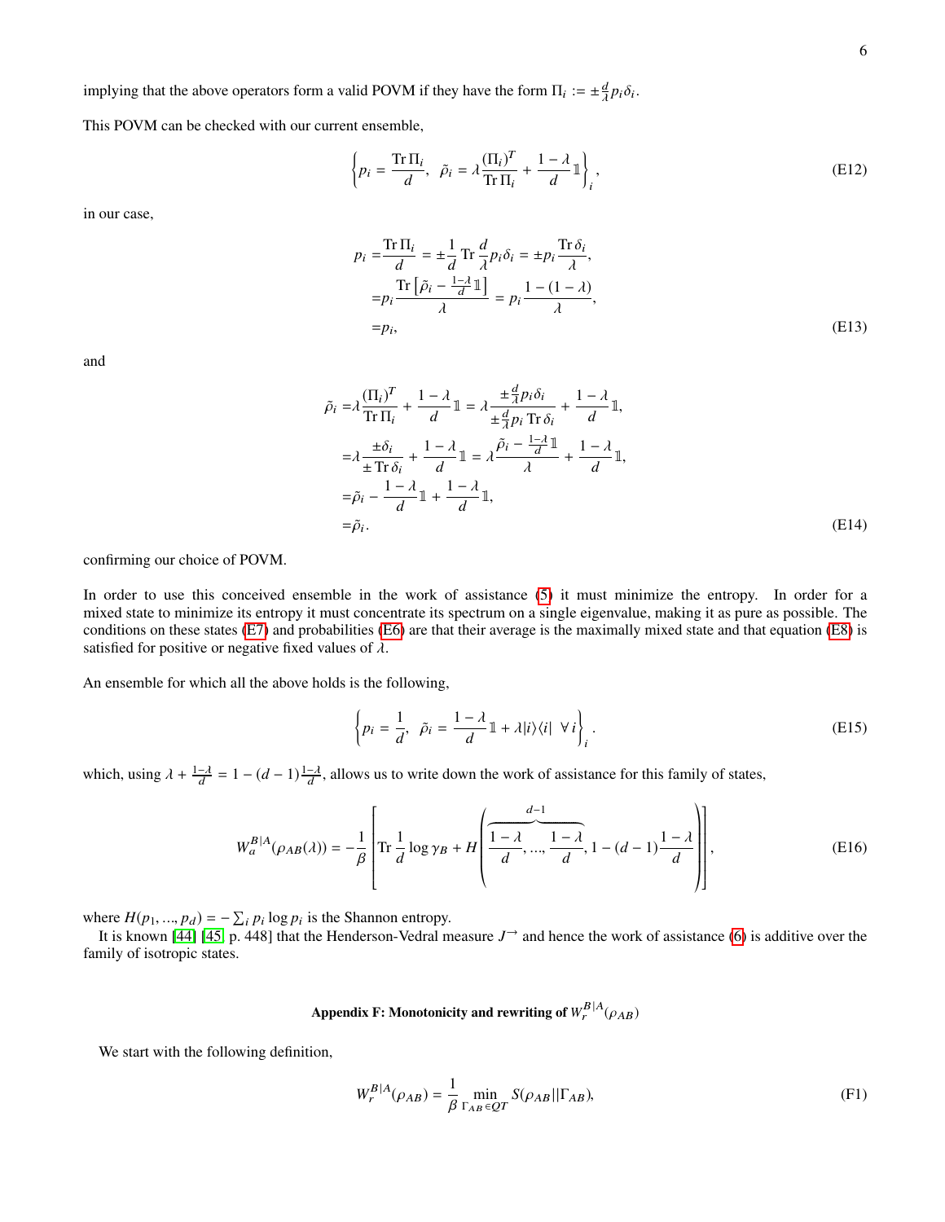implying that the above operators form a valid POVM if they have the form $\Pi_i := \pm\frac{d}{\lambda}p_i\delta_i$.

This POVM can be checked with our current ensemble,

$$\left\{p_i = \frac{\operatorname{Tr}\Pi_i}{d},\;\; \tilde{\rho}_i = \lambda\frac{(\Pi_i)^T}{\operatorname{Tr}\Pi_i} + \frac{1-\lambda}{d}\mathbb{1}\right\}_i, \tag{E12}$$

in our case,

$$\begin{aligned}
p_i =& \frac{\operatorname{Tr}\Pi_i}{d} = \pm\frac{1}{d}\operatorname{Tr}\frac{d}{\lambda}p_i\delta_i = \pm p_i\frac{\operatorname{Tr}\delta_i}{\lambda},\\
=& p_i\frac{\operatorname{Tr}\left[\tilde{\rho}_i - \frac{1-\lambda}{d}\mathbb{1}\right]}{\lambda} = p_i\frac{1-(1-\lambda)}{\lambda},\\
=& p_i,
\end{aligned} \tag{E13}$$

and

$$\begin{aligned}
\tilde{\rho}_i =& \lambda\frac{(\Pi_i)^T}{\operatorname{Tr}\Pi_i} + \frac{1-\lambda}{d}\mathbb{1} = \lambda\frac{\pm\frac{d}{\lambda}p_i\delta_i}{\pm\frac{d}{\lambda}p_i\operatorname{Tr}\delta_i} + \frac{1-\lambda}{d}\mathbb{1},\\
=& \lambda\frac{\pm\delta_i}{\pm\operatorname{Tr}\delta_i} + \frac{1-\lambda}{d}\mathbb{1} = \lambda\frac{\tilde{\rho}_i - \frac{1-\lambda}{d}\mathbb{1}}{\lambda} + \frac{1-\lambda}{d}\mathbb{1},\\
=& \tilde{\rho}_i - \frac{1-\lambda}{d}\mathbb{1} + \frac{1-\lambda}{d}\mathbb{1},\\
=& \tilde{\rho}_i.
\end{aligned} \tag{E14}$$

confirming our choice of POVM.

In order to use this conceived ensemble in the work of assistance (5) it must minimize the entropy. In order for a mixed state to minimize its entropy it must concentrate its spectrum on a single eigenvalue, making it as pure as possible. The conditions on these states (E7) and probabilities (E6) are that their average is the maximally mixed state and that equation (E8) is satisfied for positive or negative fixed values of $\lambda$.

An ensemble for which all the above holds is the following,

$$\left\{p_i = \frac{1}{d},\;\; \tilde{\rho}_i = \frac{1-\lambda}{d}\mathbb{1} + \lambda|i\rangle\langle i| \;\;\forall\, i\right\}_i. \tag{E15}$$

which, using $\lambda + \frac{1-\lambda}{d} = 1-(d-1)\frac{1-\lambda}{d}$, allows us to write down the work of assistance for this family of states,

$$W_a^{B|A}(\rho_{AB}(\lambda)) = -\frac{1}{\beta}\left[\operatorname{Tr}\frac{1}{d}\log\gamma_B + H\left(\overbrace{\frac{1-\lambda}{d},...,\frac{1-\lambda}{d}}^{d-1}, 1-(d-1)\frac{1-\lambda}{d}\right)\right], \tag{E16}$$

where $H(p_1,...,p_d) = -\sum_i p_i\log p_i$ is the Shannon entropy.

It is known [44] [45, p. 448] that the Henderson-Vedral measure $J^{\rightarrow}$ and hence the work of assistance (6) is additive over the family of isotropic states.

## Appendix F: Monotonicity and rewriting of $W_r^{B|A}(\rho_{AB})$

We start with the following definition,

$$W_r^{B|A}(\rho_{AB}) = \frac{1}{\beta}\min_{\Gamma_{AB}\in QT} S(\rho_{AB}||\Gamma_{AB}), \tag{F1}$$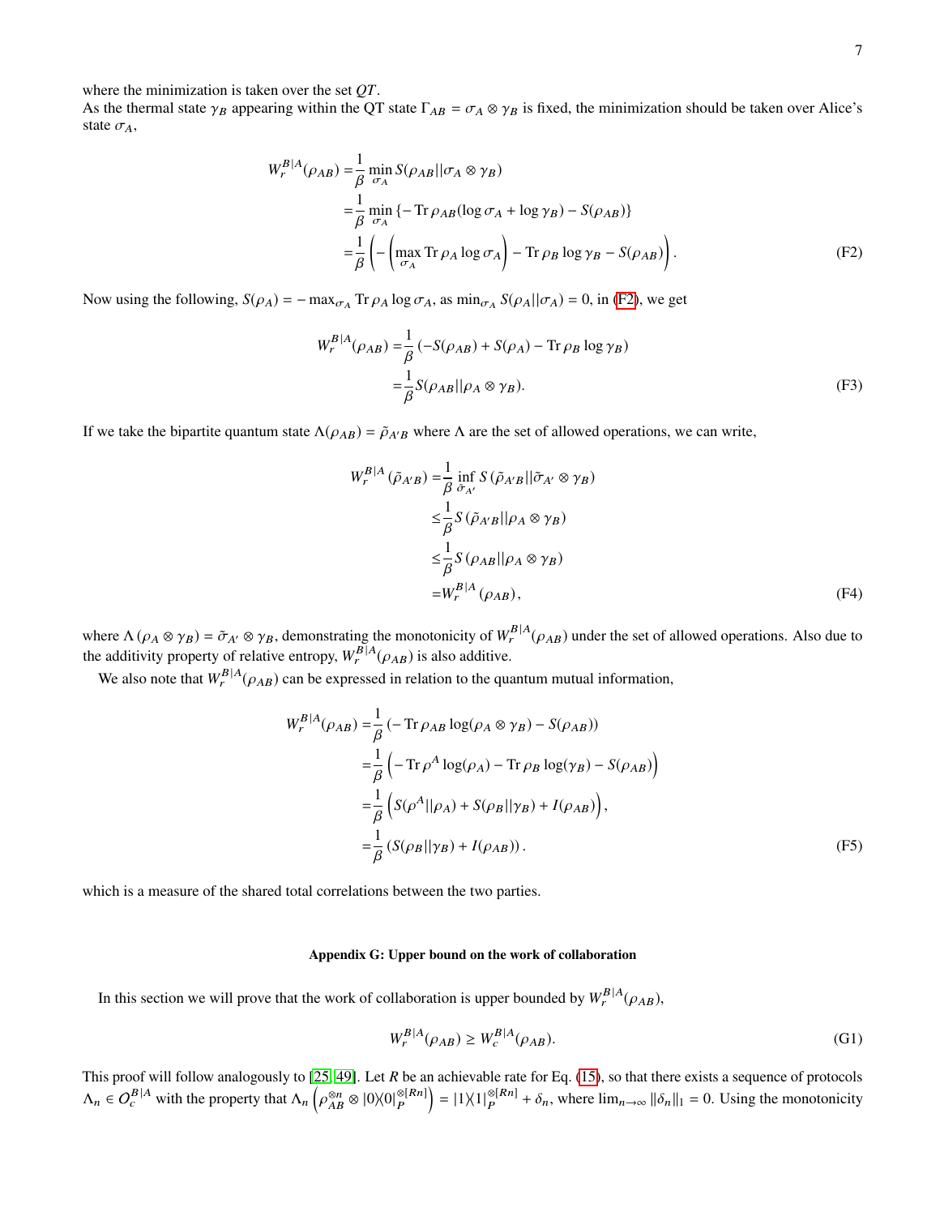where the minimization is taken over the set $QT$.
As the thermal state $\gamma_B$ appearing within the QT state $\Gamma_{AB} = \sigma_A \otimes \gamma_B$ is fixed, the minimization should be taken over Alice's state $\sigma_A$,

$$
\begin{aligned}
W_r^{B|A}(\rho_{AB}) =& \frac{1}{\beta} \min_{\sigma_A} S(\rho_{AB}||\sigma_A \otimes \gamma_B) \\
=& \frac{1}{\beta} \min_{\sigma_A} \{-\operatorname{Tr} \rho_{AB}(\log \sigma_A + \log \gamma_B) - S(\rho_{AB})\} \\
=& \frac{1}{\beta} \left( -\left( \max_{\sigma_A} \operatorname{Tr} \rho_A \log \sigma_A \right) - \operatorname{Tr} \rho_B \log \gamma_B - S(\rho_{AB}) \right).
\end{aligned} \tag{F2}
$$

Now using the following, $S(\rho_A) = -\max_{\sigma_A} \operatorname{Tr} \rho_A \log \sigma_A$, as $\min_{\sigma_A} S(\rho_A||\sigma_A) = 0$, in (F2), we get

$$
\begin{aligned}
W_r^{B|A}(\rho_{AB}) =& \frac{1}{\beta} \left( -S(\rho_{AB}) + S(\rho_A) - \operatorname{Tr} \rho_B \log \gamma_B \right) \\
=& \frac{1}{\beta} S(\rho_{AB}||\rho_A \otimes \gamma_B).
\end{aligned} \tag{F3}
$$

If we take the bipartite quantum state $\Lambda(\rho_{AB}) = \tilde{\rho}_{A'B}$ where $\Lambda$ are the set of allowed operations, we can write,

$$
\begin{aligned}
W_r^{B|A}(\tilde{\rho}_{A'B}) =& \frac{1}{\beta} \inf_{\tilde{\sigma}_{A'}} S(\tilde{\rho}_{A'B}||\tilde{\sigma}_{A'} \otimes \gamma_B) \\
\leq& \frac{1}{\beta} S(\tilde{\rho}_{A'B}||\rho_A \otimes \gamma_B) \\
\leq& \frac{1}{\beta} S(\rho_{AB}||\rho_A \otimes \gamma_B) \\
=& W_r^{B|A}(\rho_{AB}),
\end{aligned} \tag{F4}
$$

where $\Lambda(\rho_A \otimes \gamma_B) = \tilde{\sigma}_{A'} \otimes \gamma_B$, demonstrating the monotonicity of $W_r^{B|A}(\rho_{AB})$ under the set of allowed operations. Also due to the additivity property of relative entropy, $W_r^{B|A}(\rho_{AB})$ is also additive.

We also note that $W_r^{B|A}(\rho_{AB})$ can be expressed in relation to the quantum mutual information,

$$
\begin{aligned}
W_r^{B|A}(\rho_{AB}) =& \frac{1}{\beta} \left( -\operatorname{Tr} \rho_{AB} \log(\rho_A \otimes \gamma_B) - S(\rho_{AB}) \right) \\
=& \frac{1}{\beta} \Big( -\operatorname{Tr} \rho^A \log(\rho_A) - \operatorname{Tr} \rho_B \log(\gamma_B) - S(\rho_{AB}) \Big) \\
=& \frac{1}{\beta} \Big( S(\rho^A||\rho_A) + S(\rho_B||\gamma_B) + I(\rho_{AB}) \Big), \\
=& \frac{1}{\beta} \left( S(\rho_B||\gamma_B) + I(\rho_{AB}) \right).
\end{aligned} \tag{F5}
$$

which is a measure of the shared total correlations between the two parties.

## Appendix G: Upper bound on the work of collaboration

In this section we will prove that the work of collaboration is upper bounded by $W_r^{B|A}(\rho_{AB})$,

$$
W_r^{B|A}(\rho_{AB}) \geq W_c^{B|A}(\rho_{AB}). \tag{G1}
$$

This proof will follow analogously to [25, 49]. Let $R$ be an achievable rate for Eq. (15), so that there exists a sequence of protocols $\Lambda_n \in O_c^{B|A}$ with the property that $\Lambda_n \left( \rho_{AB}^{\otimes n} \otimes |0\rangle\langle 0|_P^{\otimes [Rn]} \right) = |1\rangle\langle 1|_P^{\otimes [Rn]} + \delta_n$, where $\lim_{n\to\infty} \|\delta_n\|_1 = 0$. Using the monotonicity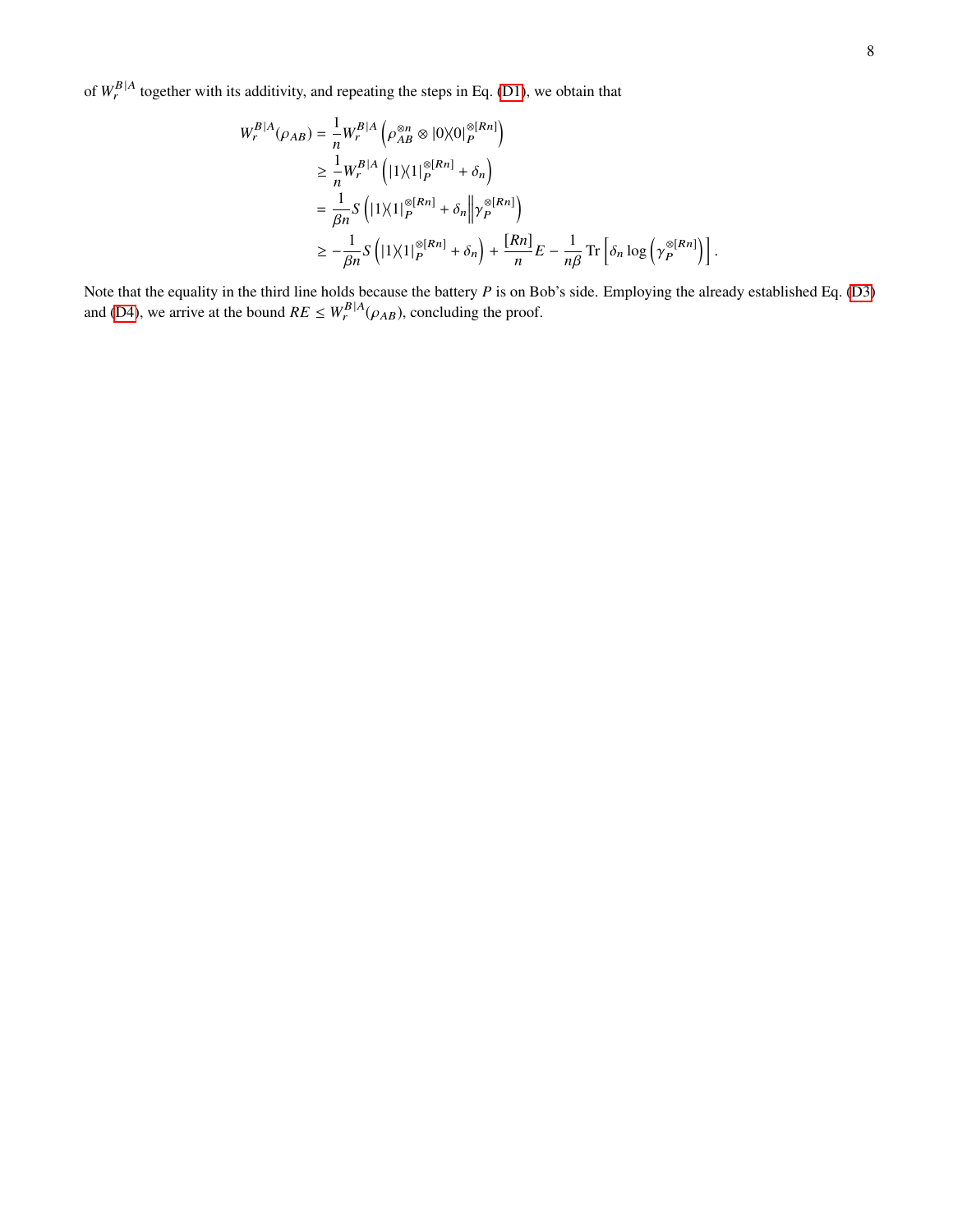of $W_r^{B|A}$ together with its additivity, and repeating the steps in Eq. (D1), we obtain that

$$
\begin{aligned}
W_r^{B|A}(\rho_{AB}) &= \frac{1}{n} W_r^{B|A}\left(\rho_{AB}^{\otimes n} \otimes |0\rangle\langle 0|_P^{\otimes [Rn]}\right) \\
&\geq \frac{1}{n} W_r^{B|A}\left(|1\rangle\langle 1|_P^{\otimes [Rn]} + \delta_n\right) \\
&= \frac{1}{\beta n} S\left(|1\rangle\langle 1|_P^{\otimes [Rn]} + \delta_n \middle\| \gamma_P^{\otimes [Rn]}\right) \\
&\geq -\frac{1}{\beta n} S\left(|1\rangle\langle 1|_P^{\otimes [Rn]} + \delta_n\right) + \frac{[Rn]}{n} E - \frac{1}{n\beta} \operatorname{Tr}\left[\delta_n \log\left(\gamma_P^{\otimes [Rn]}\right)\right].
\end{aligned}
$$

Note that the equality in the third line holds because the battery $P$ is on Bob's side. Employing the already established Eq. (D3) and (D4), we arrive at the bound $RE \leq W_r^{B|A}(\rho_{AB})$, concluding the proof.